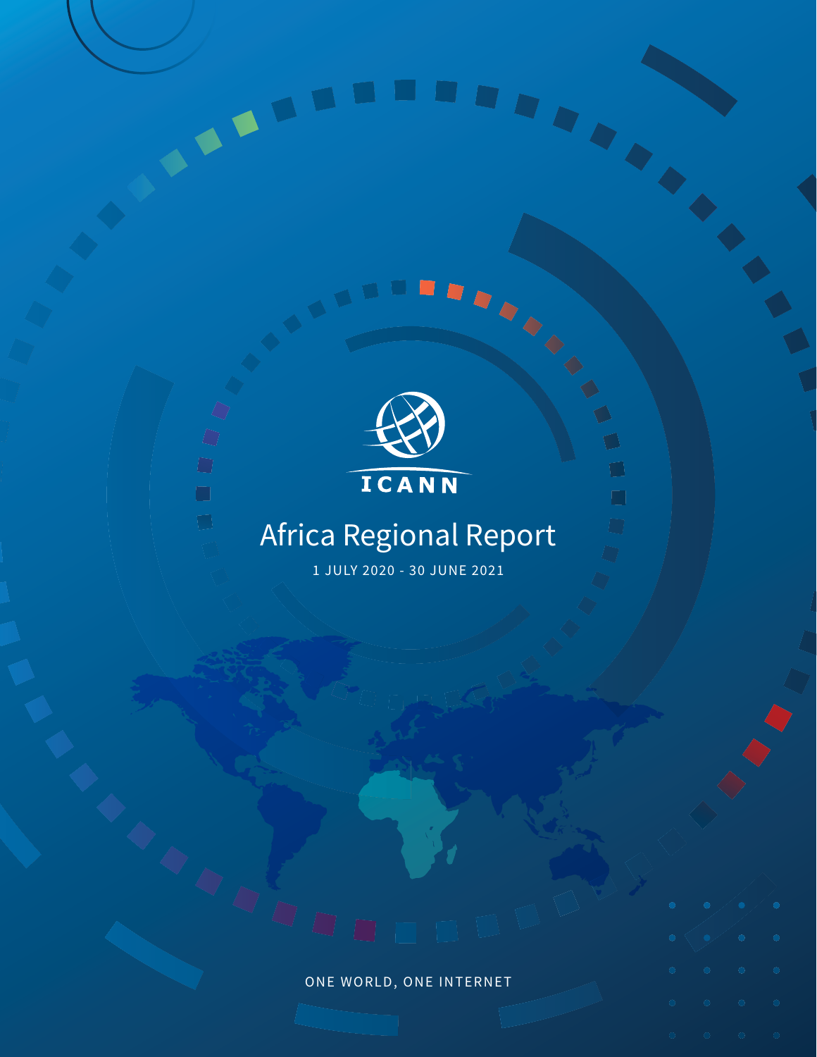ICANN

# Africa Regional Report

1 JULY 2020 - 30 JUNE 2021

ONE WORLD, ONE INTERNET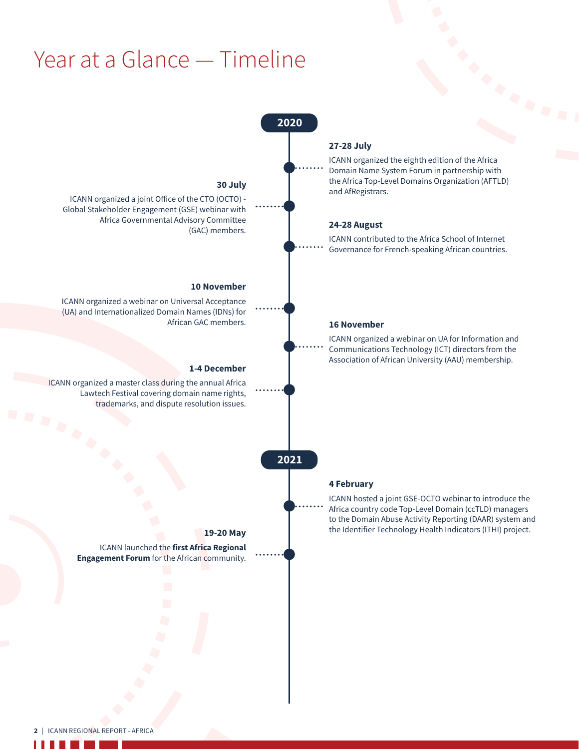# Year at a Glance — Timeline

## 2020

**27-28 July**

ICANN organized the eighth edition of the Africa Domain Name System Forum in partnership with the Africa Top-Level Domains Organization (AFTLD) and AfRegistrars.

**30 July**

ICANN organized a joint Office of the CTO (OCTO) - Global Stakeholder Engagement (GSE) webinar with Africa Governmental Advisory Committee (GAC) members.

**24-28 August**

ICANN contributed to the Africa School of Internet Governance for French-speaking African countries.

**10 November**

ICANN organized a webinar on Universal Acceptance (UA) and Internationalized Domain Names (IDNs) for African GAC members.

**16 November**

ICANN organized a webinar on UA for Information and Communications Technology (ICT) directors from the Association of African University (AAU) membership.

**1-4 December**

ICANN organized a master class during the annual Africa Lawtech Festival covering domain name rights, trademarks, and dispute resolution issues.

## 2021

**4 February**

ICANN hosted a joint GSE-OCTO webinar to introduce the Africa country code Top-Level Domain (ccTLD) managers to the Domain Abuse Activity Reporting (DAAR) system and the Identifier Technology Health Indicators (ITHI) project.

**19-20 May**

ICANN launched the **first Africa Regional Engagement Forum** for the African community.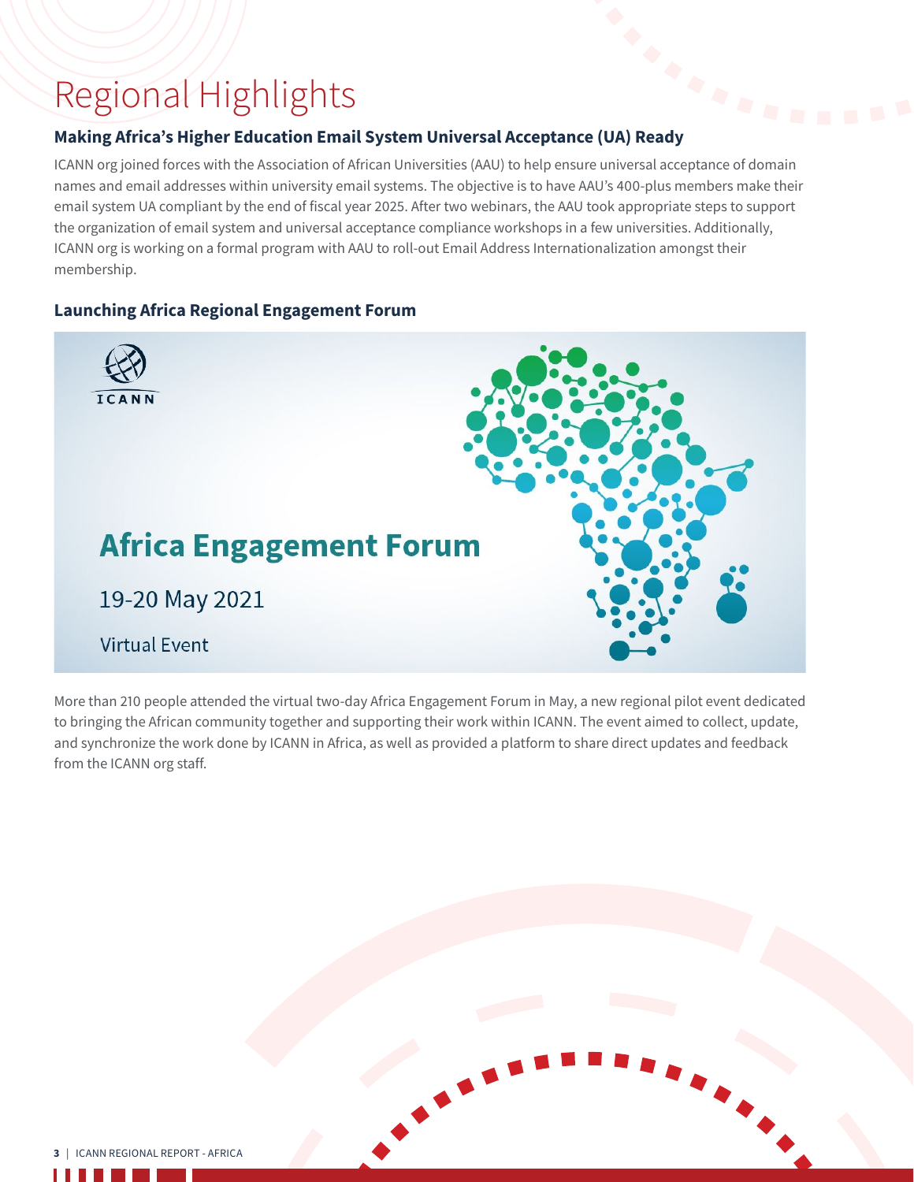# Regional Highlights

### Making Africa's Higher Education Email System Universal Acceptance (UA) Ready

ICANN org joined forces with the Association of African Universities (AAU) to help ensure universal acceptance of domain names and email addresses within university email systems. The objective is to have AAU's 400-plus members make their email system UA compliant by the end of fiscal year 2025. After two webinars, the AAU took appropriate steps to support the organization of email system and universal acceptance compliance workshops in a few universities. Additionally, ICANN org is working on a formal program with AAU to roll-out Email Address Internationalization amongst their membership.

### Launching Africa Regional Engagement Forum

ICANN

**Africa Engagement Forum**

19-20 May 2021

Virtual Event

More than 210 people attended the virtual two-day Africa Engagement Forum in May, a new regional pilot event dedicated to bringing the African community together and supporting their work within ICANN. The event aimed to collect, update, and synchronize the work done by ICANN in Africa, as well as provided a platform to share direct updates and feedback from the ICANN org staff.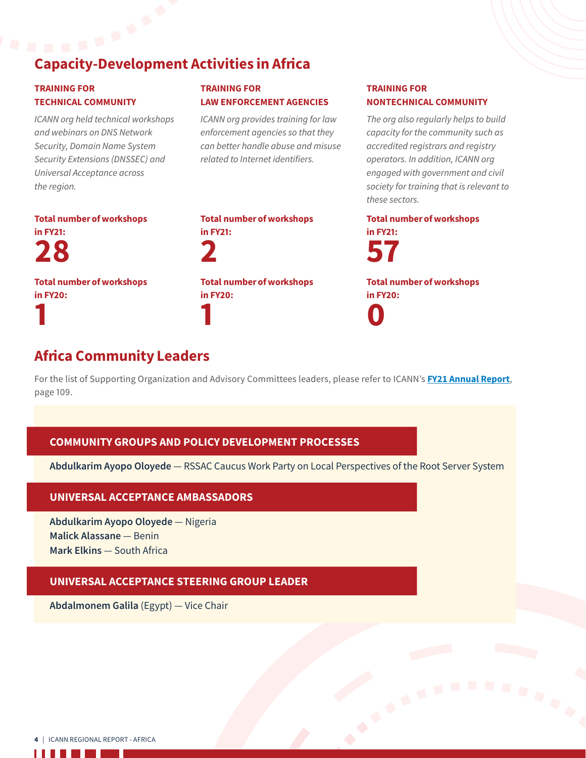## Capacity-Development Activities in Africa

### TRAINING FOR TECHNICAL COMMUNITY

*ICANN org held technical workshops and webinars on DNS Network Security, Domain Name System Security Extensions (DNSSEC) and Universal Acceptance across the region.*

**Total number of workshops in FY21:**

**28**

**Total number of workshops in FY20:**

**1**

### TRAINING FOR LAW ENFORCEMENT AGENCIES

*ICANN org provides training for law enforcement agencies so that they can better handle abuse and misuse related to Internet identifiers.*

**Total number of workshops in FY21:**

**2**

**Total number of workshops in FY20:**

**1**

### TRAINING FOR NONTECHNICAL COMMUNITY

*The org also regularly helps to build capacity for the community such as accredited registrars and registry operators. In addition, ICANN org engaged with government and civil society for training that is relevant to these sectors.*

**Total number of workshops in FY21:**

**57**

**Total number of workshops in FY20:**

**0**

## Africa Community Leaders

For the list of Supporting Organization and Advisory Committees leaders, please refer to ICANN's **FY21 Annual Report**, page 109.

### COMMUNITY GROUPS AND POLICY DEVELOPMENT PROCESSES

**Abdulkarim Ayopo Oloyede** — RSSAC Caucus Work Party on Local Perspectives of the Root Server System

### UNIVERSAL ACCEPTANCE AMBASSADORS

**Abdulkarim Ayopo Oloyede** — Nigeria
**Malick Alassane** — Benin
**Mark Elkins** — South Africa

### UNIVERSAL ACCEPTANCE STEERING GROUP LEADER

**Abdalmonem Galila** (Egypt) — Vice Chair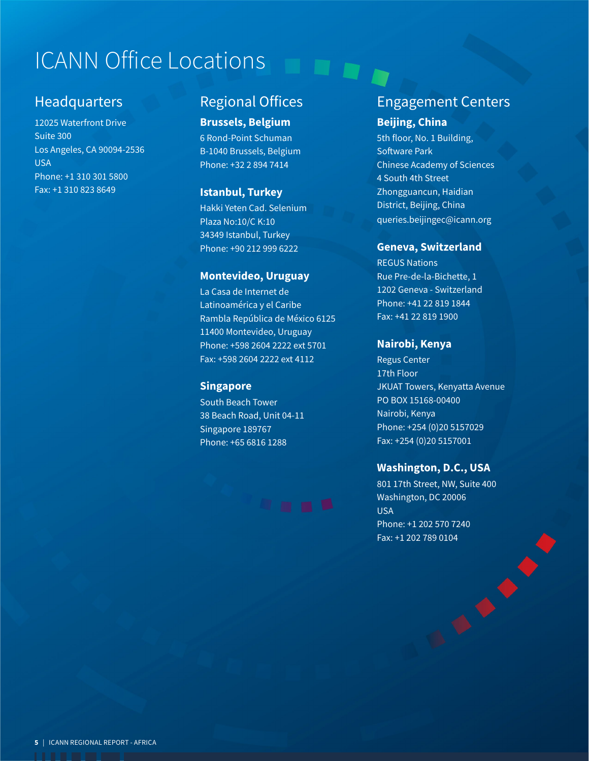# ICANN Office Locations

## Headquarters

12025 Waterfront Drive
Suite 300
Los Angeles, CA 90094-2536
USA
Phone: +1 310 301 5800
Fax: +1 310 823 8649

## Regional Offices

### Brussels, Belgium

6 Rond-Point Schuman
B-1040 Brussels, Belgium
Phone: +32 2 894 7414

### Istanbul, Turkey

Hakki Yeten Cad. Selenium
Plaza No:10/C K:10
34349 Istanbul, Turkey
Phone: +90 212 999 6222

### Montevideo, Uruguay

La Casa de Internet de
Latinoamérica y el Caribe
Rambla República de México 6125
11400 Montevideo, Uruguay
Phone: +598 2604 2222 ext 5701
Fax: +598 2604 2222 ext 4112

### Singapore

South Beach Tower
38 Beach Road, Unit 04-11
Singapore 189767
Phone: +65 6816 1288

## Engagement Centers

### Beijing, China

5th floor, No. 1 Building,
Software Park
Chinese Academy of Sciences
4 South 4th Street
Zhongguancun, Haidian
District, Beijing, China
queries.beijingec@icann.org

### Geneva, Switzerland

REGUS Nations
Rue Pre-de-la-Bichette, 1
1202 Geneva - Switzerland
Phone: +41 22 819 1844
Fax: +41 22 819 1900

### Nairobi, Kenya

Regus Center
17th Floor
JKUAT Towers, Kenyatta Avenue
PO BOX 15168-00400
Nairobi, Kenya
Phone: +254 (0)20 5157029
Fax: +254 (0)20 5157001

### Washington, D.C., USA

801 17th Street, NW, Suite 400
Washington, DC 20006
USA
Phone: +1 202 570 7240
Fax: +1 202 789 0104